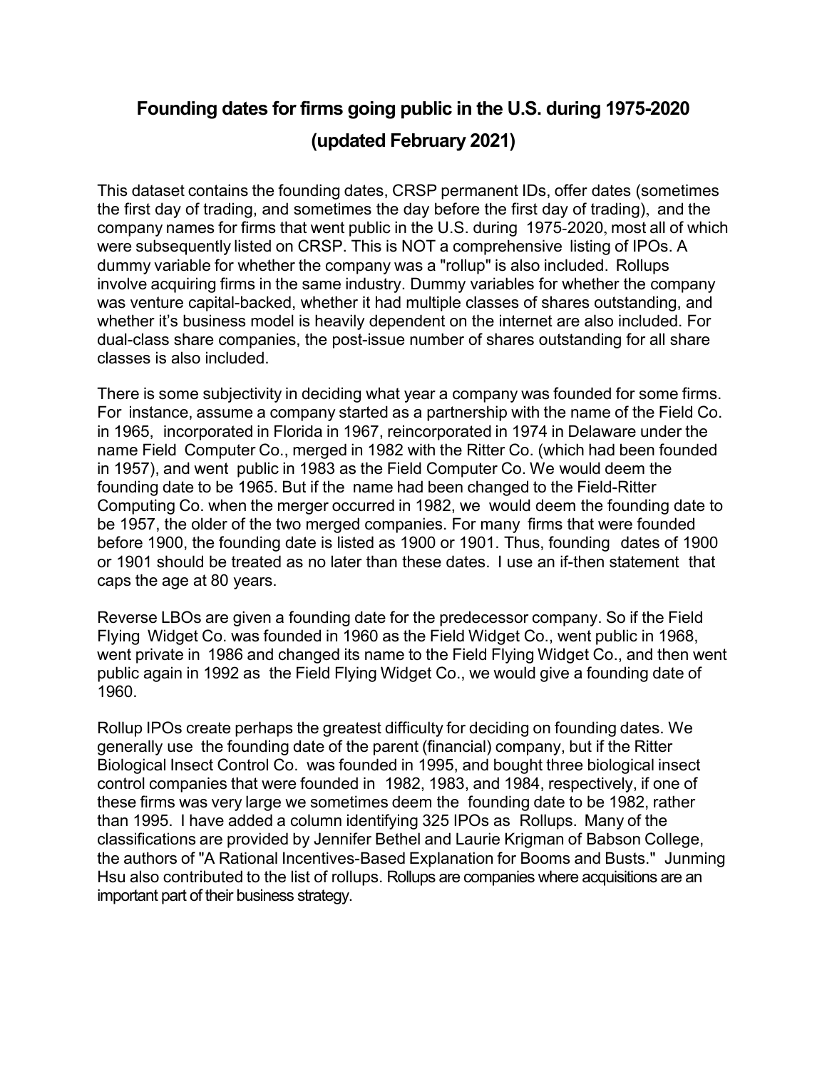# Founding dates for firms going public in the U.S. during 1975-2020 (updated February 2021)

This dataset contains the founding dates, CRSP permanent IDs, offer dates (sometimes the first day of trading, and sometimes the day before the first day of trading), and the company names for firms that went public in the U.S. during 1975-2020, most all of which were subsequently listed on CRSP. This is NOT a comprehensive listing of IPOs. A dummy variable for whether the company was a "rollup" is also included. Rollups involve acquiring firms in the same industry. Dummy variables for whether the company was venture capital-backed, whether it had multiple classes of shares outstanding, and whether it's business model is heavily dependent on the internet are also included. For dual-class share companies, the post-issue number of shares outstanding for all share classes is also included.

There is some subjectivity in deciding what year a company was founded for some firms. For instance, assume a company started as a partnership with the name of the Field Co. in 1965, incorporated in Florida in 1967, reincorporated in 1974 in Delaware under the name Field Computer Co., merged in 1982 with the Ritter Co. (which had been founded in 1957), and went public in 1983 as the Field Computer Co. We would deem the founding date to be 1965. But if the name had been changed to the Field-Ritter Computing Co. when the merger occurred in 1982, we would deem the founding date to be 1957, the older of the two merged companies. For many firms that were founded before 1900, the founding date is listed as 1900 or 1901. Thus, founding dates of 1900 or 1901 should be treated as no later than these dates. I use an if-then statement that caps the age at 80 years.

Reverse LBOs are given a founding date for the predecessor company. So if the Field Flying Widget Co. was founded in 1960 as the Field Widget Co., went public in 1968, went private in 1986 and changed its name to the Field Flying Widget Co., and then went public again in 1992 as the Field Flying Widget Co., we would give a founding date of 1960.

Rollup IPOs create perhaps the greatest difficulty for deciding on founding dates. We generally use the founding date of the parent (financial) company, but if the Ritter Biological Insect Control Co. was founded in 1995, and bought three biological insect control companies that were founded in 1982, 1983, and 1984, respectively, if one of these firms was very large we sometimes deem the founding date to be 1982, rather than 1995. I have added a column identifying 325 IPOs as Rollups. Many of the classifications are provided by Jennifer Bethel and Laurie Krigman of Babson College, the authors of "A Rational Incentives-Based Explanation for Booms and Busts." Junming Hsu also contributed to the list of rollups. Rollups are companies where acquisitions are an important part of their business strategy.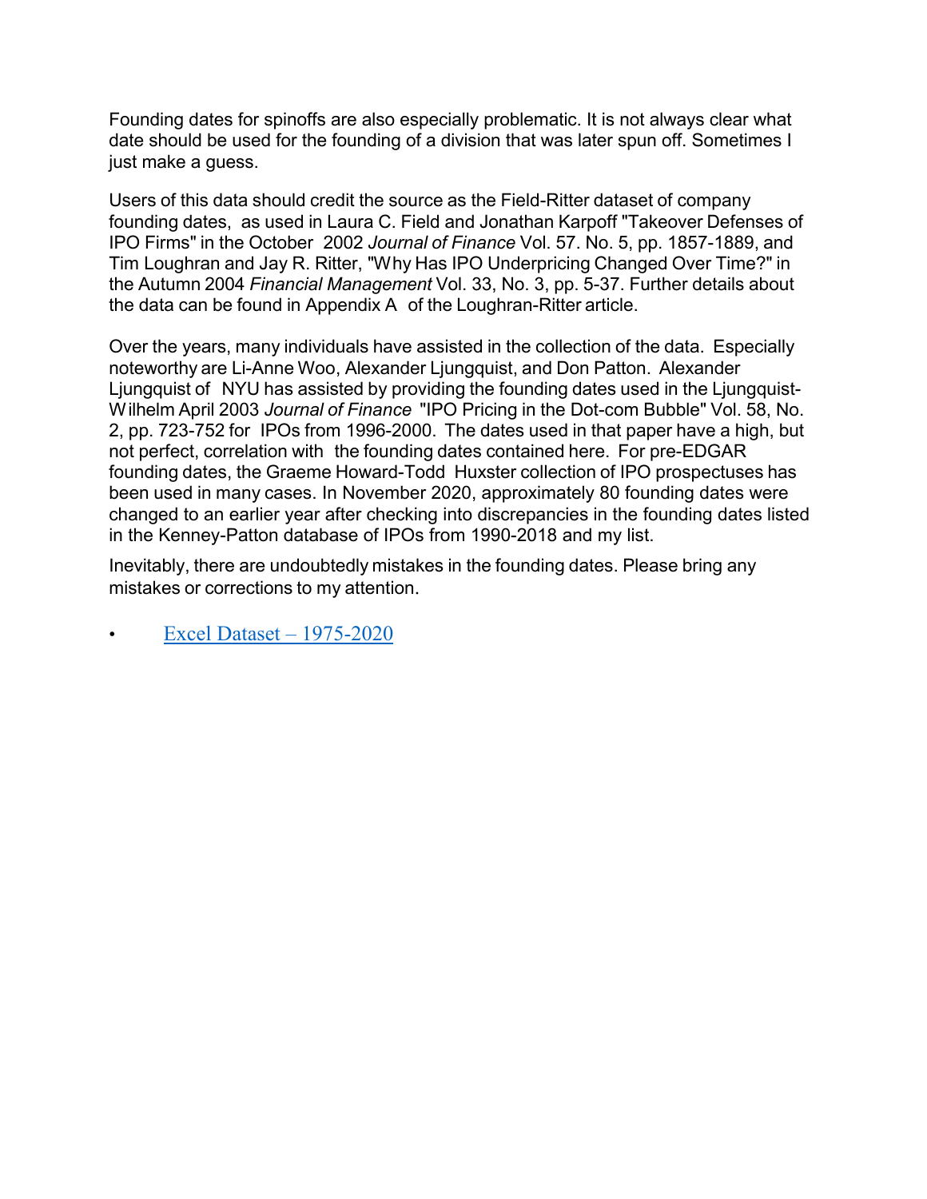Founding dates for spinoffs are also especially problematic. It is not always clear what date should be used for the founding of a division that was later spun off. Sometimes I just make a guess.

Users of this data should credit the source as the Field-Ritter dataset of company founding dates, as used in Laura C. Field and Jonathan Karpoff "Takeover Defenses of IPO Firms" in the October 2002 *Journal of Finance* Vol. 57. No. 5, pp. 1857-1889, and Tim Loughran and Jay R. Ritter, "Why Has IPO Underpricing Changed Over Time?" in the Autumn 2004 *Financial Management* Vol. 33, No. 3, pp. 5-37. Further details about the data can be found in Appendix A of the Loughran-Ritter article.

Over the years, many individuals have assisted in the collection of the data. Especially noteworthy are Li-Anne Woo, Alexander Ljungquist, and Don Patton. Alexander Ljungquist of NYU has assisted by providing the founding dates used in the Ljungquist-Wilhelm April 2003 *Journal of Finance* "IPO Pricing in the Dot-com Bubble" Vol. 58, No. 2, pp. 723-752 for IPOs from 1996-2000. The dates used in that paper have a high, but not perfect, correlation with the founding dates contained here. For pre-EDGAR founding dates, the Graeme Howard-Todd Huxster collection of IPO prospectuses has been used in many cases. In November 2020, approximately 80 founding dates were changed to an earlier year after checking into discrepancies in the founding dates listed in the Kenney-Patton database of IPOs from 1990-2018 and my list.

Inevitably, there are undoubtedly mistakes in the founding dates. Please bring any mistakes or corrections to my attention.

- Excel Dataset – 1975-2020